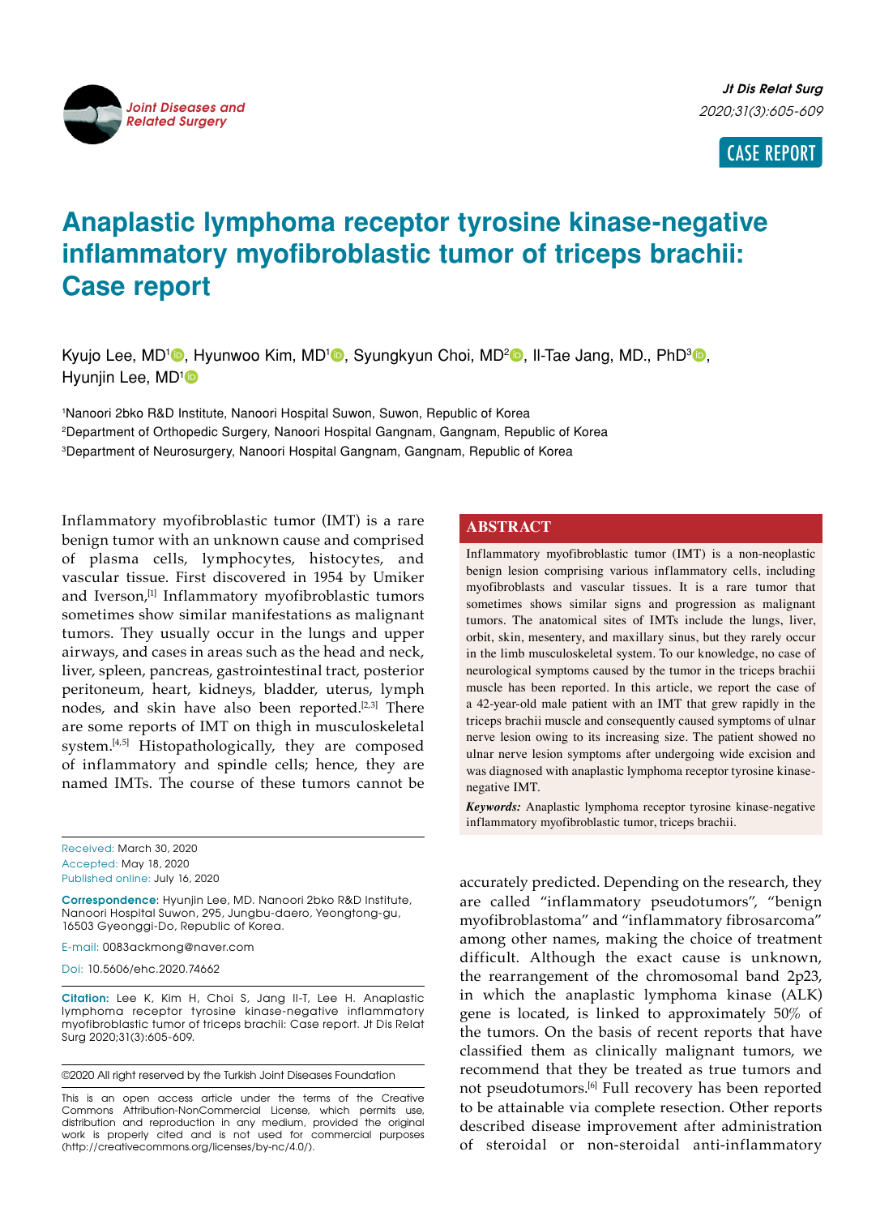CASE REPORT

# Anaplastic lymphoma receptor tyrosine kinase-negative inflammatory myofibroblastic tumor of triceps brachii: Case report

Kyujo Lee, MD[1], Hyunwoo Kim, MD[1], Syungkyun Choi, MD[2], Il-Tae Jang, MD., PhD[3], Hyunjin Lee, MD[1]

[1]Nanoori 2bko R&D Institute, Nanoori Hospital Suwon, Suwon, Republic of Korea
[2]Department of Orthopedic Surgery, Nanoori Hospital Gangnam, Gangnam, Republic of Korea
[3]Department of Neurosurgery, Nanoori Hospital Gangnam, Gangnam, Republic of Korea

## ABSTRACT

Inflammatory myofibroblastic tumor (IMT) is a non-neoplastic benign lesion comprising various inflammatory cells, including myofibroblasts and vascular tissues. It is a rare tumor that sometimes shows similar signs and progression as malignant tumors. The anatomical sites of IMTs include the lungs, liver, orbit, skin, mesentery, and maxillary sinus, but they rarely occur in the limb musculoskeletal system. To our knowledge, no case of neurological symptoms caused by the tumor in the triceps brachii muscle has been reported. In this article, we report the case of a 42-year-old male patient with an IMT that grew rapidly in the triceps brachii muscle and consequently caused symptoms of ulnar nerve lesion owing to its increasing size. The patient showed no ulnar nerve lesion symptoms after undergoing wide excision and was diagnosed with anaplastic lymphoma receptor tyrosine kinase-negative IMT.

***Keywords:*** Anaplastic lymphoma receptor tyrosine kinase-negative inflammatory myofibroblastic tumor, triceps brachii.

Inflammatory myofibroblastic tumor (IMT) is a rare benign tumor with an unknown cause and comprised of plasma cells, lymphocytes, histocytes, and vascular tissue. First discovered in 1954 by Umiker and Iverson,[1] Inflammatory myofibroblastic tumors sometimes show similar manifestations as malignant tumors. They usually occur in the lungs and upper airways, and cases in areas such as the head and neck, liver, spleen, pancreas, gastrointestinal tract, posterior peritoneum, heart, kidneys, bladder, uterus, lymph nodes, and skin have also been reported.[2,3] There are some reports of IMT on thigh in musculoskeletal system.[4,5] Histopathologically, they are composed of inflammatory and spindle cells; hence, they are named IMTs. The course of these tumors cannot be accurately predicted. Depending on the research, they are called "inflammatory pseudotumors", "benign myofibroblastoma" and "inflammatory fibrosarcoma" among other names, making the choice of treatment difficult. Although the exact cause is unknown, the rearrangement of the chromosomal band 2p23, in which the anaplastic lymphoma kinase (ALK) gene is located, is linked to approximately 50% of the tumors. On the basis of recent reports that have classified them as clinically malignant tumors, we recommend that they be treated as true tumors and not pseudotumors.[6] Full recovery has been reported to be attainable via complete resection. Other reports described disease improvement after administration of steroidal or non-steroidal anti-inflammatory

Received: March 30, 2020
Accepted: May 18, 2020
Published online: July 16, 2020

**Correspondence**: Hyunjin Lee, MD. Nanoori 2bko R&D Institute, Nanoori Hospital Suwon, 295, Jungbu-daero, Yeongtong-gu, 16503 Gyeonggi-Do, Republic of Korea.

E-mail: 0083ackmong@naver.com

Doi: 10.5606/ehc.2020.74662

**Citation:** Lee K, Kim H, Choi S, Jang Il-T, Lee H. Anaplastic lymphoma receptor tyrosine kinase-negative inflammatory myofibroblastic tumor of triceps brachii: Case report. Jt Dis Relat Surg 2020;31(3):605-609.

©2020 All right reserved by the Turkish Joint Diseases Foundation

This is an open access article under the terms of the Creative Commons Attribution-NonCommercial License, which permits use, distribution and reproduction in any medium, provided the original work is properly cited and is not used for commercial purposes (http://creativecommons.org/licenses/by-nc/4.0/).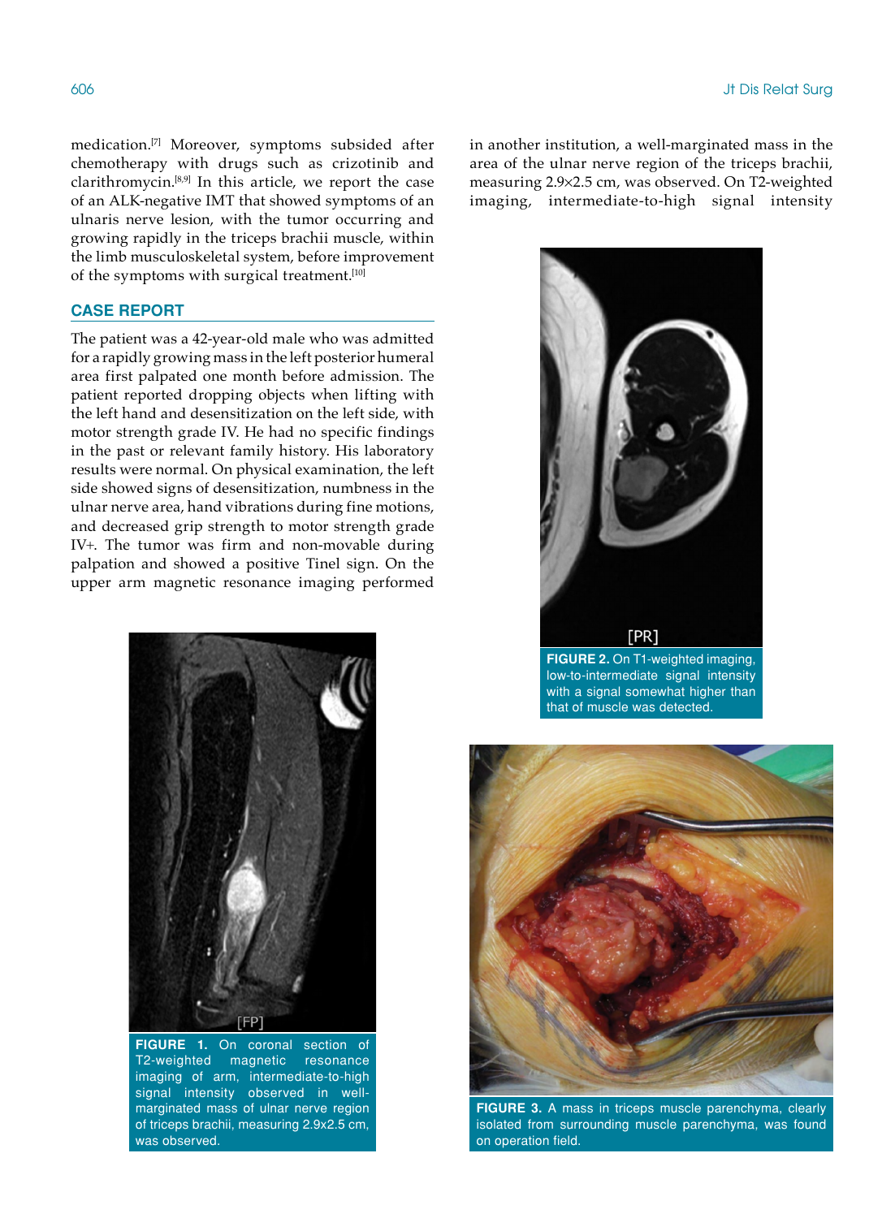medication.[7] Moreover, symptoms subsided after chemotherapy with drugs such as crizotinib and clarithromycin.[8,9] In this article, we report the case of an ALK-negative IMT that showed symptoms of an ulnaris nerve lesion, with the tumor occurring and growing rapidly in the triceps brachii muscle, within the limb musculoskeletal system, before improvement of the symptoms with surgical treatment.[10]

## CASE REPORT

The patient was a 42-year-old male who was admitted for a rapidly growing mass in the left posterior humeral area first palpated one month before admission. The patient reported dropping objects when lifting with the left hand and desensitization on the left side, with motor strength grade IV. He had no specific findings in the past or relevant family history. His laboratory results were normal. On physical examination, the left side showed signs of desensitization, numbness in the ulnar nerve area, hand vibrations during fine motions, and decreased grip strength to motor strength grade IV+. The tumor was firm and non-movable during palpation and showed a positive Tinel sign. On the upper arm magnetic resonance imaging performed in another institution, a well-marginated mass in the area of the ulnar nerve region of the triceps brachii, measuring 2.9×2.5 cm, was observed. On T2-weighted imaging, intermediate-to-high signal intensity

**FIGURE 1.** On coronal section of T2-weighted magnetic resonance imaging of arm, intermediate-to-high signal intensity observed in well-marginated mass of ulnar nerve region of triceps brachii, measuring 2.9x2.5 cm, was observed.

**FIGURE 2.** On T1-weighted imaging, low-to-intermediate signal intensity with a signal somewhat higher than that of muscle was detected.

**FIGURE 3.** A mass in triceps muscle parenchyma, clearly isolated from surrounding muscle parenchyma, was found on operation field.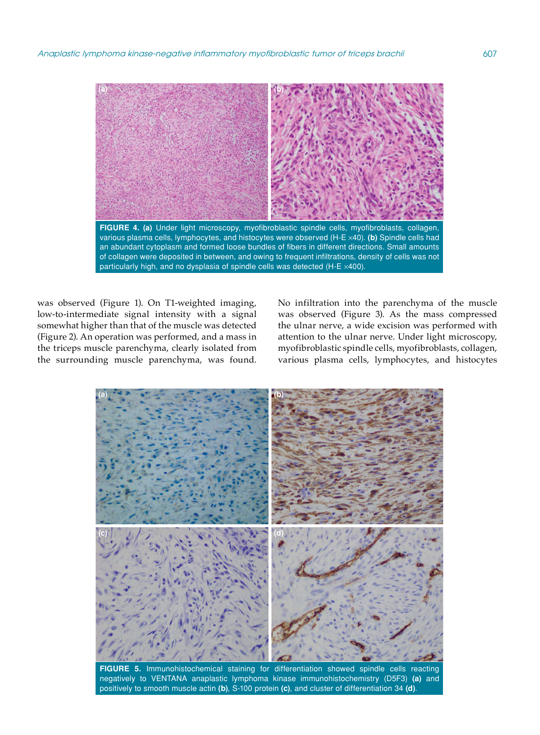FIGURE 4. **(a)** Under light microscopy, myofibroblastic spindle cells, myofibroblasts, collagen, various plasma cells, lymphocytes, and histocytes were observed (H-E ×40). **(b)** Spindle cells had an abundant cytoplasm and formed loose bundles of fibers in different directions. Small amounts of collagen were deposited in between, and owing to frequent infiltrations, density of cells was not particularly high, and no dysplasia of spindle cells was detected (H-E ×400).

was observed (Figure 1). On T1-weighted imaging, low-to-intermediate signal intensity with a signal somewhat higher than that of the muscle was detected (Figure 2). An operation was performed, and a mass in the triceps muscle parenchyma, clearly isolated from the surrounding muscle parenchyma, was found. No infiltration into the parenchyma of the muscle was observed (Figure 3). As the mass compressed the ulnar nerve, a wide excision was performed with attention to the ulnar nerve. Under light microscopy, myofibroblastic spindle cells, myofibroblasts, collagen, various plasma cells, lymphocytes, and histocytes

FIGURE 5. Immunohistochemical staining for differentiation showed spindle cells reacting negatively to VENTANA anaplastic lymphoma kinase immunohistochemistry (D5F3) **(a)** and positively to smooth muscle actin **(b)**, S-100 protein **(c)**, and cluster of differentiation 34 **(d)**.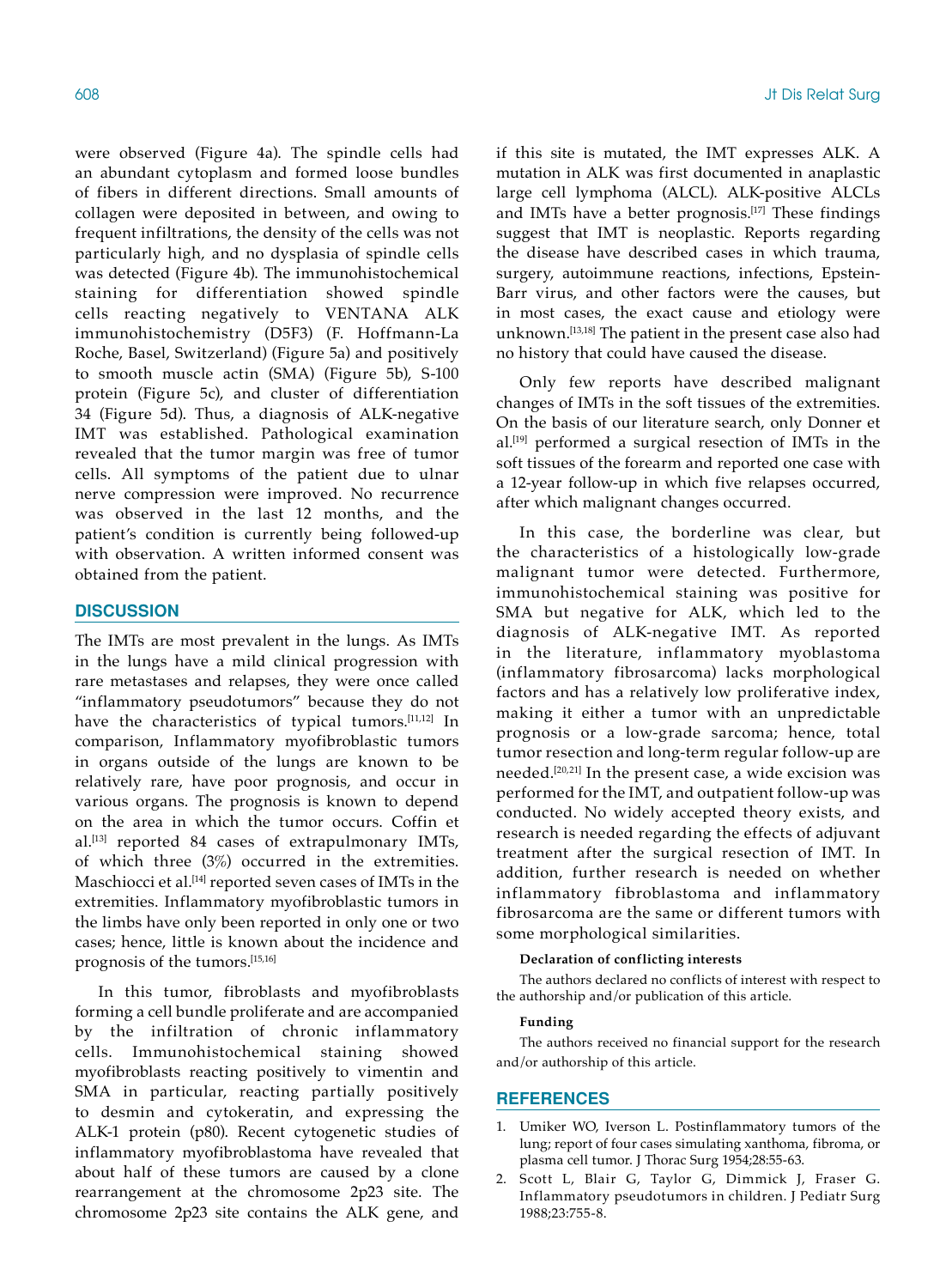were observed (Figure 4a). The spindle cells had an abundant cytoplasm and formed loose bundles of fibers in different directions. Small amounts of collagen were deposited in between, and owing to frequent infiltrations, the density of the cells was not particularly high, and no dysplasia of spindle cells was detected (Figure 4b). The immunohistochemical staining for differentiation showed spindle cells reacting negatively to VENTANA ALK immunohistochemistry (D5F3) (F. Hoffmann-La Roche, Basel, Switzerland) (Figure 5a) and positively to smooth muscle actin (SMA) (Figure 5b), S-100 protein (Figure 5c), and cluster of differentiation 34 (Figure 5d). Thus, a diagnosis of ALK-negative IMT was established. Pathological examination revealed that the tumor margin was free of tumor cells. All symptoms of the patient due to ulnar nerve compression were improved. No recurrence was observed in the last 12 months, and the patient's condition is currently being followed-up with observation. A written informed consent was obtained from the patient.

## DISCUSSION

The IMTs are most prevalent in the lungs. As IMTs in the lungs have a mild clinical progression with rare metastases and relapses, they were once called "inflammatory pseudotumors" because they do not have the characteristics of typical tumors.[11,12] In comparison, Inflammatory myofibroblastic tumors in organs outside of the lungs are known to be relatively rare, have poor prognosis, and occur in various organs. The prognosis is known to depend on the area in which the tumor occurs. Coffin et al.[13] reported 84 cases of extrapulmonary IMTs, of which three (3%) occurred in the extremities. Maschiocci et al.[14] reported seven cases of IMTs in the extremities. Inflammatory myofibroblastic tumors in the limbs have only been reported in only one or two cases; hence, little is known about the incidence and prognosis of the tumors.[15,16]

In this tumor, fibroblasts and myofibroblasts forming a cell bundle proliferate and are accompanied by the infiltration of chronic inflammatory cells. Immunohistochemical staining showed myofibroblasts reacting positively to vimentin and SMA in particular, reacting partially positively to desmin and cytokeratin, and expressing the ALK-1 protein (p80). Recent cytogenetic studies of inflammatory myofibroblastoma have revealed that about half of these tumors are caused by a clone rearrangement at the chromosome 2p23 site. The chromosome 2p23 site contains the ALK gene, and if this site is mutated, the IMT expresses ALK. A mutation in ALK was first documented in anaplastic large cell lymphoma (ALCL). ALK-positive ALCLs and IMTs have a better prognosis.[17] These findings suggest that IMT is neoplastic. Reports regarding the disease have described cases in which trauma, surgery, autoimmune reactions, infections, Epstein-Barr virus, and other factors were the causes, but in most cases, the exact cause and etiology were unknown.[13,18] The patient in the present case also had no history that could have caused the disease.

Only few reports have described malignant changes of IMTs in the soft tissues of the extremities. On the basis of our literature search, only Donner et al.[19] performed a surgical resection of IMTs in the soft tissues of the forearm and reported one case with a 12-year follow-up in which five relapses occurred, after which malignant changes occurred.

In this case, the borderline was clear, but the characteristics of a histologically low-grade malignant tumor were detected. Furthermore, immunohistochemical staining was positive for SMA but negative for ALK, which led to the diagnosis of ALK-negative IMT. As reported in the literature, inflammatory myoblastoma (inflammatory fibrosarcoma) lacks morphological factors and has a relatively low proliferative index, making it either a tumor with an unpredictable prognosis or a low-grade sarcoma; hence, total tumor resection and long-term regular follow-up are needed.[20,21] In the present case, a wide excision was performed for the IMT, and outpatient follow-up was conducted. No widely accepted theory exists, and research is needed regarding the effects of adjuvant treatment after the surgical resection of IMT. In addition, further research is needed on whether inflammatory fibroblastoma and inflammatory fibrosarcoma are the same or different tumors with some morphological similarities.

**Declaration of conflicting interests**

The authors declared no conflicts of interest with respect to the authorship and/or publication of this article.

**Funding**

The authors received no financial support for the research and/or authorship of this article.

## REFERENCES

1. Umiker WO, Iverson L. Postinflammatory tumors of the lung; report of four cases simulating xanthoma, fibroma, or plasma cell tumor. J Thorac Surg 1954;28:55-63.
2. Scott L, Blair G, Taylor G, Dimmick J, Fraser G. Inflammatory pseudotumors in children. J Pediatr Surg 1988;23:755-8.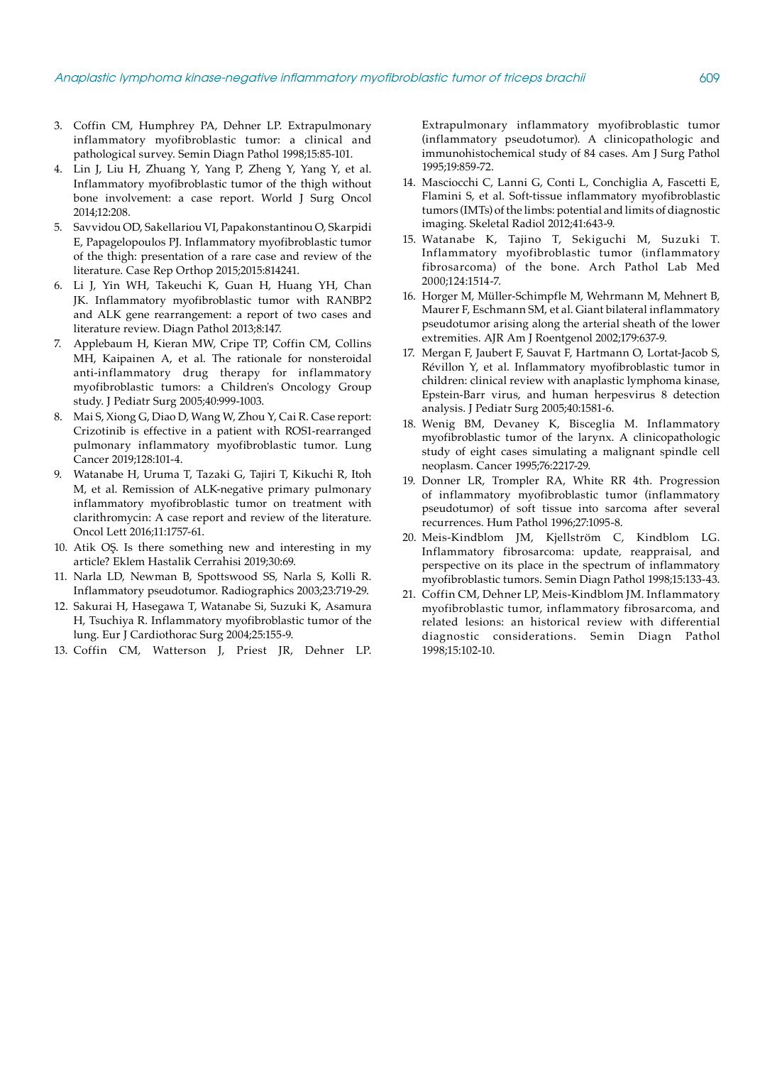3. Coffin CM, Humphrey PA, Dehner LP. Extrapulmonary inflammatory myofibroblastic tumor: a clinical and pathological survey. Semin Diagn Pathol 1998;15:85-101.
4. Lin J, Liu H, Zhuang Y, Yang P, Zheng Y, Yang Y, et al. Inflammatory myofibroblastic tumor of the thigh without bone involvement: a case report. World J Surg Oncol 2014;12:208.
5. Savvidou OD, Sakellariou VI, Papakonstantinou O, Skarpidi E, Papagelopoulos PJ. Inflammatory myofibroblastic tumor of the thigh: presentation of a rare case and review of the literature. Case Rep Orthop 2015;2015:814241.
6. Li J, Yin WH, Takeuchi K, Guan H, Huang YH, Chan JK. Inflammatory myofibroblastic tumor with RANBP2 and ALK gene rearrangement: a report of two cases and literature review. Diagn Pathol 2013;8:147.
7. Applebaum H, Kieran MW, Cripe TP, Coffin CM, Collins MH, Kaipainen A, et al. The rationale for nonsteroidal anti-inflammatory drug therapy for inflammatory myofibroblastic tumors: a Children's Oncology Group study. J Pediatr Surg 2005;40:999-1003.
8. Mai S, Xiong G, Diao D, Wang W, Zhou Y, Cai R. Case report: Crizotinib is effective in a patient with ROS1-rearranged pulmonary inflammatory myofibroblastic tumor. Lung Cancer 2019;128:101-4.
9. Watanabe H, Uruma T, Tazaki G, Tajiri T, Kikuchi R, Itoh M, et al. Remission of ALK-negative primary pulmonary inflammatory myofibroblastic tumor on treatment with clarithromycin: A case report and review of the literature. Oncol Lett 2016;11:1757-61.
10. Atik OŞ. Is there something new and interesting in my article? Eklem Hastalik Cerrahisi 2019;30:69.
11. Narla LD, Newman B, Spottswood SS, Narla S, Kolli R. Inflammatory pseudotumor. Radiographics 2003;23:719-29.
12. Sakurai H, Hasegawa T, Watanabe Si, Suzuki K, Asamura H, Tsuchiya R. Inflammatory myofibroblastic tumor of the lung. Eur J Cardiothorac Surg 2004;25:155-9.
13. Coffin CM, Watterson J, Priest JR, Dehner LP. Extrapulmonary inflammatory myofibroblastic tumor (inflammatory pseudotumor). A clinicopathologic and immunohistochemical study of 84 cases. Am J Surg Pathol 1995;19:859-72.
14. Masciocchi C, Lanni G, Conti L, Conchiglia A, Fascetti E, Flamini S, et al. Soft-tissue inflammatory myofibroblastic tumors (IMTs) of the limbs: potential and limits of diagnostic imaging. Skeletal Radiol 2012;41:643-9.
15. Watanabe K, Tajino T, Sekiguchi M, Suzuki T. Inflammatory myofibroblastic tumor (inflammatory fibrosarcoma) of the bone. Arch Pathol Lab Med 2000;124:1514-7.
16. Horger M, Müller-Schimpfle M, Wehrmann M, Mehnert B, Maurer F, Eschmann SM, et al. Giant bilateral inflammatory pseudotumor arising along the arterial sheath of the lower extremities. AJR Am J Roentgenol 2002;179:637-9.
17. Mergan F, Jaubert F, Sauvat F, Hartmann O, Lortat-Jacob S, Révillon Y, et al. Inflammatory myofibroblastic tumor in children: clinical review with anaplastic lymphoma kinase, Epstein-Barr virus, and human herpesvirus 8 detection analysis. J Pediatr Surg 2005;40:1581-6.
18. Wenig BM, Devaney K, Bisceglia M. Inflammatory myofibroblastic tumor of the larynx. A clinicopathologic study of eight cases simulating a malignant spindle cell neoplasm. Cancer 1995;76:2217-29.
19. Donner LR, Trompler RA, White RR 4th. Progression of inflammatory myofibroblastic tumor (inflammatory pseudotumor) of soft tissue into sarcoma after several recurrences. Hum Pathol 1996;27:1095-8.
20. Meis-Kindblom JM, Kjellström C, Kindblom LG. Inflammatory fibrosarcoma: update, reappraisal, and perspective on its place in the spectrum of inflammatory myofibroblastic tumors. Semin Diagn Pathol 1998;15:133-43.
21. Coffin CM, Dehner LP, Meis-Kindblom JM. Inflammatory myofibroblastic tumor, inflammatory fibrosarcoma, and related lesions: an historical review with differential diagnostic considerations. Semin Diagn Pathol 1998;15:102-10.